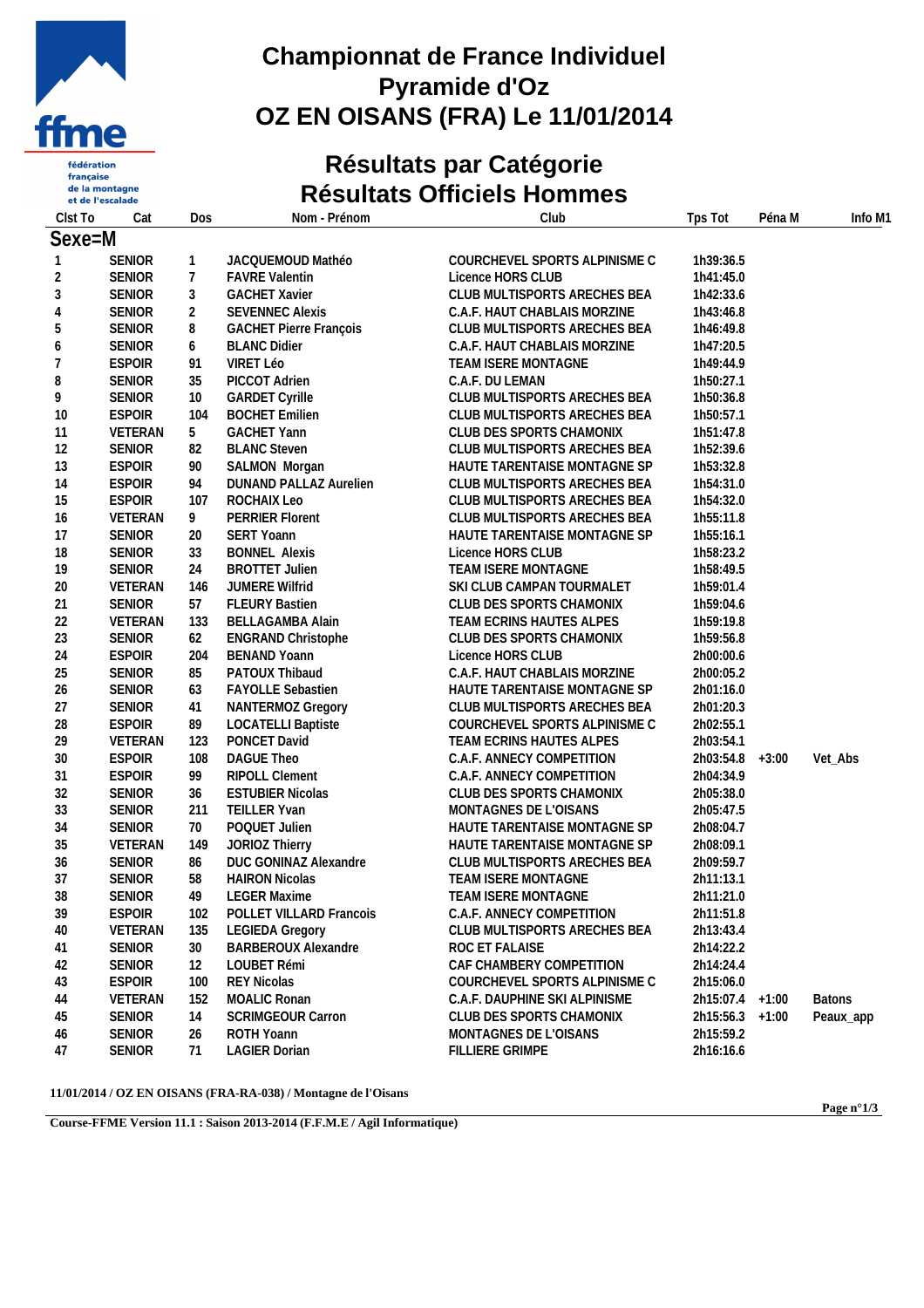# Championnat de France Individuel
# Pyramide d'Oz
# OZ EN OISANS (FRA) Le 11/01/2014

## Résultats par Catégorie
## Résultats Officiels Hommes

| Clst To | Cat | Dos | Nom - Prénom | Club | Tps Tot | Péna M | Info M1 |
|---|---|---|---|---|---|---|---|
| **Sexe=M** | | | | | | | |
| 1 | SENIOR | 1 | JACQUEMOUD Mathéo | COURCHEVEL SPORTS ALPINISME C | 1h39:36.5 | | |
| 2 | SENIOR | 7 | FAVRE Valentin | Licence HORS CLUB | 1h41:45.0 | | |
| 3 | SENIOR | 3 | GACHET Xavier | CLUB MULTISPORTS ARECHES BEA | 1h42:33.6 | | |
| 4 | SENIOR | 2 | SEVENNEC Alexis | C.A.F. HAUT CHABLAIS MORZINE | 1h43:46.8 | | |
| 5 | SENIOR | 8 | GACHET Pierre François | CLUB MULTISPORTS ARECHES BEA | 1h46:49.8 | | |
| 6 | SENIOR | 6 | BLANC Didier | C.A.F. HAUT CHABLAIS MORZINE | 1h47:20.5 | | |
| 7 | ESPOIR | 91 | VIRET Léo | TEAM ISERE MONTAGNE | 1h49:44.9 | | |
| 8 | SENIOR | 35 | PICCOT Adrien | C.A.F. DU LEMAN | 1h50:27.1 | | |
| 9 | SENIOR | 10 | GARDET Cyrille | CLUB MULTISPORTS ARECHES BEA | 1h50:36.8 | | |
| 10 | ESPOIR | 104 | BOCHET Emilien | CLUB MULTISPORTS ARECHES BEA | 1h50:57.1 | | |
| 11 | VETERAN | 5 | GACHET Yann | CLUB DES SPORTS CHAMONIX | 1h51:47.8 | | |
| 12 | SENIOR | 82 | BLANC Steven | CLUB MULTISPORTS ARECHES BEA | 1h52:39.6 | | |
| 13 | ESPOIR | 90 | SALMON Morgan | HAUTE TARENTAISE MONTAGNE SP | 1h53:32.8 | | |
| 14 | ESPOIR | 94 | DUNAND PALLAZ Aurelien | CLUB MULTISPORTS ARECHES BEA | 1h54:31.0 | | |
| 15 | ESPOIR | 107 | ROCHAIX Leo | CLUB MULTISPORTS ARECHES BEA | 1h54:32.0 | | |
| 16 | VETERAN | 9 | PERRIER Florent | CLUB MULTISPORTS ARECHES BEA | 1h55:11.8 | | |
| 17 | SENIOR | 20 | SERT Yoann | HAUTE TARENTAISE MONTAGNE SP | 1h55:16.1 | | |
| 18 | SENIOR | 33 | BONNEL Alexis | Licence HORS CLUB | 1h58:23.2 | | |
| 19 | SENIOR | 24 | BROTTET Julien | TEAM ISERE MONTAGNE | 1h58:49.5 | | |
| 20 | VETERAN | 146 | JUMERE Wilfrid | SKI CLUB CAMPAN TOURMALET | 1h59:01.4 | | |
| 21 | SENIOR | 57 | FLEURY Bastien | CLUB DES SPORTS CHAMONIX | 1h59:04.6 | | |
| 22 | VETERAN | 133 | BELLAGAMBA Alain | TEAM ECRINS HAUTES ALPES | 1h59:19.8 | | |
| 23 | SENIOR | 62 | ENGRAND Christophe | CLUB DES SPORTS CHAMONIX | 1h59:56.8 | | |
| 24 | ESPOIR | 204 | BENAND Yoann | Licence HORS CLUB | 2h00:00.6 | | |
| 25 | SENIOR | 85 | PATOUX Thibaud | C.A.F. HAUT CHABLAIS MORZINE | 2h00:05.2 | | |
| 26 | SENIOR | 63 | FAYOLLE Sebastien | HAUTE TARENTAISE MONTAGNE SP | 2h01:16.0 | | |
| 27 | SENIOR | 41 | NANTERMOZ Gregory | CLUB MULTISPORTS ARECHES BEA | 2h01:20.3 | | |
| 28 | ESPOIR | 89 | LOCATELLI Baptiste | COURCHEVEL SPORTS ALPINISME C | 2h02:55.1 | | |
| 29 | VETERAN | 123 | PONCET David | TEAM ECRINS HAUTES ALPES | 2h03:54.1 | | |
| 30 | ESPOIR | 108 | DAGUE Theo | C.A.F. ANNECY COMPETITION | 2h03:54.8 | +3:00 | Vet_Abs |
| 31 | ESPOIR | 99 | RIPOLL Clement | C.A.F. ANNECY COMPETITION | 2h04:34.9 | | |
| 32 | SENIOR | 36 | ESTUBIER Nicolas | CLUB DES SPORTS CHAMONIX | 2h05:38.0 | | |
| 33 | SENIOR | 211 | TEILLER Yvan | MONTAGNES DE L'OISANS | 2h05:47.5 | | |
| 34 | SENIOR | 70 | POQUET Julien | HAUTE TARENTAISE MONTAGNE SP | 2h08:04.7 | | |
| 35 | VETERAN | 149 | JORIOZ Thierry | HAUTE TARENTAISE MONTAGNE SP | 2h08:09.1 | | |
| 36 | SENIOR | 86 | DUC GONINAZ Alexandre | CLUB MULTISPORTS ARECHES BEA | 2h09:59.7 | | |
| 37 | SENIOR | 58 | HAIRON Nicolas | TEAM ISERE MONTAGNE | 2h11:13.1 | | |
| 38 | SENIOR | 49 | LEGER Maxime | TEAM ISERE MONTAGNE | 2h11:21.0 | | |
| 39 | ESPOIR | 102 | POLLET VILLARD Francois | C.A.F. ANNECY COMPETITION | 2h11:51.8 | | |
| 40 | VETERAN | 135 | LEGIEDA Gregory | CLUB MULTISPORTS ARECHES BEA | 2h13:43.4 | | |
| 41 | SENIOR | 30 | BARBEROUX Alexandre | ROC ET FALAISE | 2h14:22.2 | | |
| 42 | SENIOR | 12 | LOUBET Rémi | CAF CHAMBERY COMPETITION | 2h14:24.4 | | |
| 43 | ESPOIR | 100 | REY Nicolas | COURCHEVEL SPORTS ALPINISME C | 2h15:06.0 | | |
| 44 | VETERAN | 152 | MOALIC Ronan | C.A.F. DAUPHINE SKI ALPINISME | 2h15:07.4 | +1:00 | Batons |
| 45 | SENIOR | 14 | SCRIMGEOUR Carron | CLUB DES SPORTS CHAMONIX | 2h15:56.3 | +1:00 | Peaux_app |
| 46 | SENIOR | 26 | ROTH Yoann | MONTAGNES DE L'OISANS | 2h15:59.2 | | |
| 47 | SENIOR | 71 | LAGIER Dorian | FILLIERE GRIMPE | 2h16:16.6 | | |

11/01/2014 / OZ EN OISANS (FRA-RA-038) / Montagne de l'Oisans

Course-FFME Version 11.1 : Saison 2013-2014 (F.F.M.E / Agil Informatique)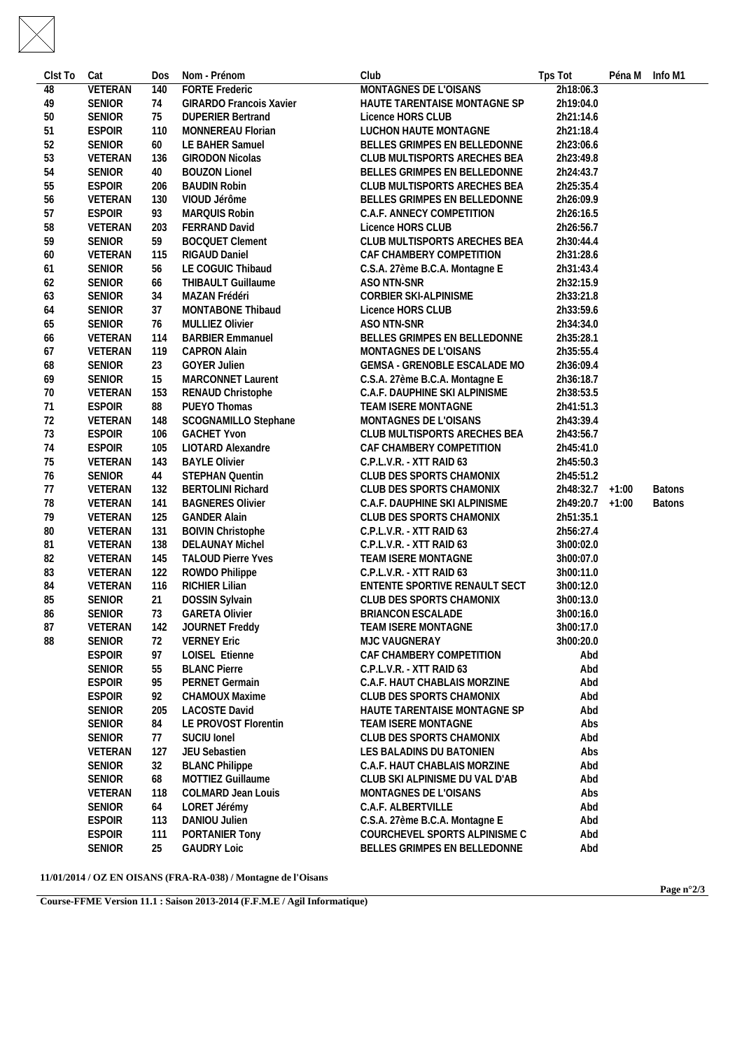| Clst To | Cat | Dos | Nom - Prénom | Club | Tps Tot | Péna M | Info M1 |
|---|---|---|---|---|---|---|---|
| 48 | VETERAN | 140 | FORTE Frederic | MONTAGNES DE L'OISANS | 2h18:06.3 | | |
| 49 | SENIOR | 74 | GIRARDO Francois Xavier | HAUTE TARENTAISE MONTAGNE SP | 2h19:04.0 | | |
| 50 | SENIOR | 75 | DUPERIER Bertrand | Licence HORS CLUB | 2h21:14.6 | | |
| 51 | ESPOIR | 110 | MONNEREAU Florian | LUCHON HAUTE MONTAGNE | 2h21:18.4 | | |
| 52 | SENIOR | 60 | LE BAHER Samuel | BELLES GRIMPES EN BELLEDONNE | 2h23:06.6 | | |
| 53 | VETERAN | 136 | GIRODON Nicolas | CLUB MULTISPORTS ARECHES BEA | 2h23:49.8 | | |
| 54 | SENIOR | 40 | BOUZON Lionel | BELLES GRIMPES EN BELLEDONNE | 2h24:43.7 | | |
| 55 | ESPOIR | 206 | BAUDIN Robin | CLUB MULTISPORTS ARECHES BEA | 2h25:35.4 | | |
| 56 | VETERAN | 130 | VIOUD Jérôme | BELLES GRIMPES EN BELLEDONNE | 2h26:09.9 | | |
| 57 | ESPOIR | 93 | MARQUIS Robin | C.A.F. ANNECY COMPETITION | 2h26:16.5 | | |
| 58 | VETERAN | 203 | FERRAND David | Licence HORS CLUB | 2h26:56.7 | | |
| 59 | SENIOR | 59 | BOCQUET Clement | CLUB MULTISPORTS ARECHES BEA | 2h30:44.4 | | |
| 60 | VETERAN | 115 | RIGAUD Daniel | CAF CHAMBERY COMPETITION | 2h31:28.6 | | |
| 61 | SENIOR | 56 | LE COGUIC Thibaud | C.S.A. 27ème B.C.A. Montagne E | 2h31:43.4 | | |
| 62 | SENIOR | 66 | THIBAULT Guillaume | ASO NTN-SNR | 2h32:15.9 | | |
| 63 | SENIOR | 34 | MAZAN Frédéri | CORBIER SKI-ALPINISME | 2h33:21.8 | | |
| 64 | SENIOR | 37 | MONTABONE Thibaud | Licence HORS CLUB | 2h33:59.6 | | |
| 65 | SENIOR | 76 | MULLIEZ Olivier | ASO NTN-SNR | 2h34:34.0 | | |
| 66 | VETERAN | 114 | BARBIER Emmanuel | BELLES GRIMPES EN BELLEDONNE | 2h35:28.1 | | |
| 67 | VETERAN | 119 | CAPRON Alain | MONTAGNES DE L'OISANS | 2h35:55.4 | | |
| 68 | SENIOR | 23 | GOYER Julien | GEMSA - GRENOBLE ESCALADE MO | 2h36:09.4 | | |
| 69 | SENIOR | 15 | MARCONNET Laurent | C.S.A. 27ème B.C.A. Montagne E | 2h36:18.7 | | |
| 70 | VETERAN | 153 | RENAUD Christophe | C.A.F. DAUPHINE SKI ALPINISME | 2h38:53.5 | | |
| 71 | ESPOIR | 88 | PUEYO Thomas | TEAM ISERE MONTAGNE | 2h41:51.3 | | |
| 72 | VETERAN | 148 | SCOGNAMILLO Stephane | MONTAGNES DE L'OISANS | 2h43:39.4 | | |
| 73 | ESPOIR | 106 | GACHET Yvon | CLUB MULTISPORTS ARECHES BEA | 2h43:56.7 | | |
| 74 | ESPOIR | 105 | LIOTARD Alexandre | CAF CHAMBERY COMPETITION | 2h45:41.0 | | |
| 75 | VETERAN | 143 | BAYLE Olivier | C.P.L.V.R. - XTT RAID 63 | 2h45:50.3 | | |
| 76 | SENIOR | 44 | STEPHAN Quentin | CLUB DES SPORTS CHAMONIX | 2h45:51.2 | | |
| 77 | VETERAN | 132 | BERTOLINI Richard | CLUB DES SPORTS CHAMONIX | 2h48:32.7 | +1:00 | Batons |
| 78 | VETERAN | 141 | BAGNERES Olivier | C.A.F. DAUPHINE SKI ALPINISME | 2h49:20.7 | +1:00 | Batons |
| 79 | VETERAN | 125 | GANDER Alain | CLUB DES SPORTS CHAMONIX | 2h51:35.1 | | |
| 80 | VETERAN | 131 | BOIVIN Christophe | C.P.L.V.R. - XTT RAID 63 | 2h56:27.4 | | |
| 81 | VETERAN | 138 | DELAUNAY Michel | C.P.L.V.R. - XTT RAID 63 | 3h00:02.0 | | |
| 82 | VETERAN | 145 | TALOUD Pierre Yves | TEAM ISERE MONTAGNE | 3h00:07.0 | | |
| 83 | VETERAN | 122 | ROWDO Philippe | C.P.L.V.R. - XTT RAID 63 | 3h00:11.0 | | |
| 84 | VETERAN | 116 | RICHIER Lilian | ENTENTE SPORTIVE RENAULT SECT | 3h00:12.0 | | |
| 85 | SENIOR | 21 | DOSSIN Sylvain | CLUB DES SPORTS CHAMONIX | 3h00:13.0 | | |
| 86 | SENIOR | 73 | GARETA Olivier | BRIANCON ESCALADE | 3h00:16.0 | | |
| 87 | VETERAN | 142 | JOURNET Freddy | TEAM ISERE MONTAGNE | 3h00:17.0 | | |
| 88 | SENIOR | 72 | VERNEY Eric | MJC VAUGNERAY | 3h00:20.0 | | |
| | ESPOIR | 97 | LOISEL Etienne | CAF CHAMBERY COMPETITION | Abd | | |
| | SENIOR | 55 | BLANC Pierre | C.P.L.V.R. - XTT RAID 63 | Abd | | |
| | ESPOIR | 95 | PERNET Germain | C.A.F. HAUT CHABLAIS MORZINE | Abd | | |
| | ESPOIR | 92 | CHAMOUX Maxime | CLUB DES SPORTS CHAMONIX | Abd | | |
| | SENIOR | 205 | LACOSTE David | HAUTE TARENTAISE MONTAGNE SP | Abd | | |
| | SENIOR | 84 | LE PROVOST Florentin | TEAM ISERE MONTAGNE | Abs | | |
| | SENIOR | 77 | SUCIU Ionel | CLUB DES SPORTS CHAMONIX | Abd | | |
| | VETERAN | 127 | JEU Sebastien | LES BALADINS DU BATONIEN | Abs | | |
| | SENIOR | 32 | BLANC Philippe | C.A.F. HAUT CHABLAIS MORZINE | Abd | | |
| | SENIOR | 68 | MOTTIEZ Guillaume | CLUB SKI ALPINISME DU VAL D'AB | Abd | | |
| | VETERAN | 118 | COLMARD Jean Louis | MONTAGNES DE L'OISANS | Abs | | |
| | SENIOR | 64 | LORET Jérémy | C.A.F. ALBERTVILLE | Abd | | |
| | ESPOIR | 113 | DANIOU Julien | C.S.A. 27ème B.C.A. Montagne E | Abd | | |
| | ESPOIR | 111 | PORTANIER Tony | COURCHEVEL SPORTS ALPINISME C | Abd | | |
| | SENIOR | 25 | GAUDRY Loic | BELLES GRIMPES EN BELLEDONNE | Abd | | |

**11/01/2014 / OZ EN OISANS (FRA-RA-038) / Montagne de l'Oisans**

**Course-FFME Version 11.1 : Saison 2013-2014 (F.F.M.E / Agil Informatique)**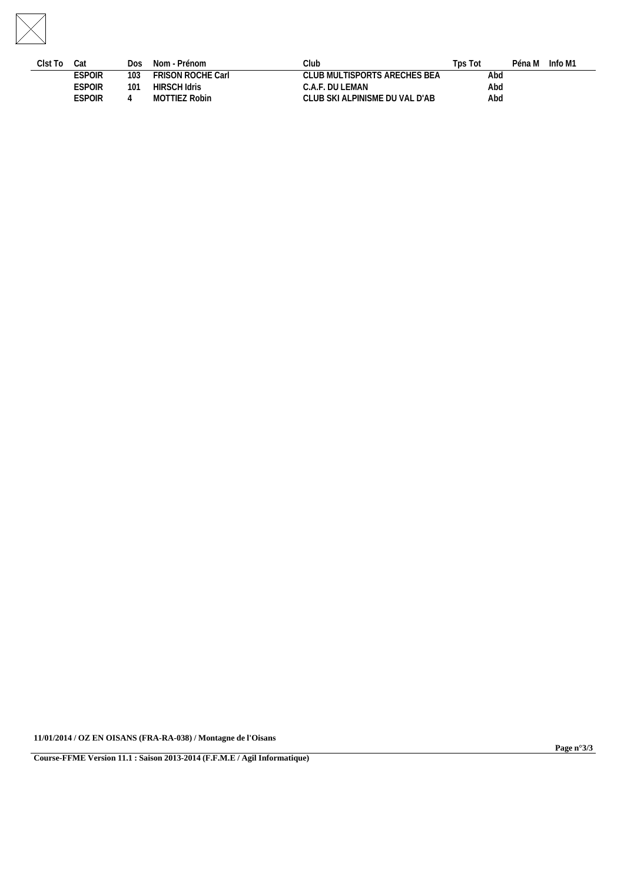| Clst To | Cat | Dos | Nom - Prénom | Club | Tps Tot | Péna M | Info M1 |
|---|---|---|---|---|---|---|---|
| | ESPOIR | 103 | FRISON ROCHE Carl | CLUB MULTISPORTS ARECHES BEA | Abd | | |
| | ESPOIR | 101 | HIRSCH Idris | C.A.F. DU LEMAN | Abd | | |
| | ESPOIR | 4 | MOTTIEZ Robin | CLUB SKI ALPINISME DU VAL D'AB | Abd | | |

**11/01/2014 / OZ EN OISANS (FRA-RA-038) / Montagne de l'Oisans**

**Course-FFME Version 11.1 : Saison 2013-2014 (F.F.M.E / Agil Informatique)**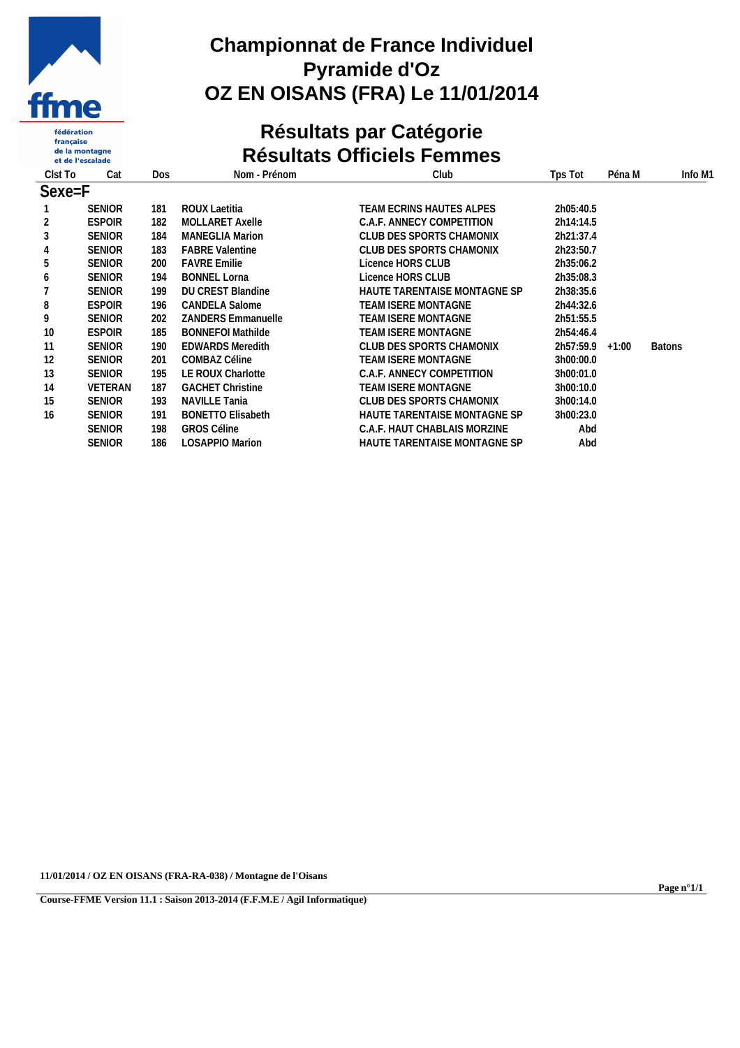# Championnat de France Individuel
# Pyramide d'Oz
# OZ EN OISANS (FRA) Le 11/01/2014

## Résultats par Catégorie
## Résultats Officiels Femmes

| Clst To | Cat | Dos | Nom - Prénom | Club | Tps Tot | Péna M | Info M1 |
|---|---|---|---|---|---|---|---|
| **Sexe=F** | | | | | | | |
| 1 | SENIOR | 181 | ROUX Laetitia | TEAM ECRINS HAUTES ALPES | 2h05:40.5 | | |
| 2 | ESPOIR | 182 | MOLLARET Axelle | C.A.F. ANNECY COMPETITION | 2h14:14.5 | | |
| 3 | SENIOR | 184 | MANEGLIA Marion | CLUB DES SPORTS CHAMONIX | 2h21:37.4 | | |
| 4 | SENIOR | 183 | FABRE Valentine | CLUB DES SPORTS CHAMONIX | 2h23:50.7 | | |
| 5 | SENIOR | 200 | FAVRE Emilie | Licence HORS CLUB | 2h35:06.2 | | |
| 6 | SENIOR | 194 | BONNEL Lorna | Licence HORS CLUB | 2h35:08.3 | | |
| 7 | SENIOR | 199 | DU CREST Blandine | HAUTE TARENTAISE MONTAGNE SP | 2h38:35.6 | | |
| 8 | ESPOIR | 196 | CANDELA Salome | TEAM ISERE MONTAGNE | 2h44:32.6 | | |
| 9 | SENIOR | 202 | ZANDERS Emmanuelle | TEAM ISERE MONTAGNE | 2h51:55.5 | | |
| 10 | ESPOIR | 185 | BONNEFOI Mathilde | TEAM ISERE MONTAGNE | 2h54:46.4 | | |
| 11 | SENIOR | 190 | EDWARDS Meredith | CLUB DES SPORTS CHAMONIX | 2h57:59.9 | +1:00 | Batons |
| 12 | SENIOR | 201 | COMBAZ Céline | TEAM ISERE MONTAGNE | 3h00:00.0 | | |
| 13 | SENIOR | 195 | LE ROUX Charlotte | C.A.F. ANNECY COMPETITION | 3h00:01.0 | | |
| 14 | VETERAN | 187 | GACHET Christine | TEAM ISERE MONTAGNE | 3h00:10.0 | | |
| 15 | SENIOR | 193 | NAVILLE Tania | CLUB DES SPORTS CHAMONIX | 3h00:14.0 | | |
| 16 | SENIOR | 191 | BONETTO Elisabeth | HAUTE TARENTAISE MONTAGNE SP | 3h00:23.0 | | |
| | SENIOR | 198 | GROS Céline | C.A.F. HAUT CHABLAIS MORZINE | Abd | | |
| | SENIOR | 186 | LOSAPPIO Marion | HAUTE TARENTAISE MONTAGNE SP | Abd | | |

**11/01/2014 / OZ EN OISANS (FRA-RA-038) / Montagne de l'Oisans**

**Course-FFME Version 11.1 : Saison 2013-2014 (F.F.M.E / Agil Informatique)**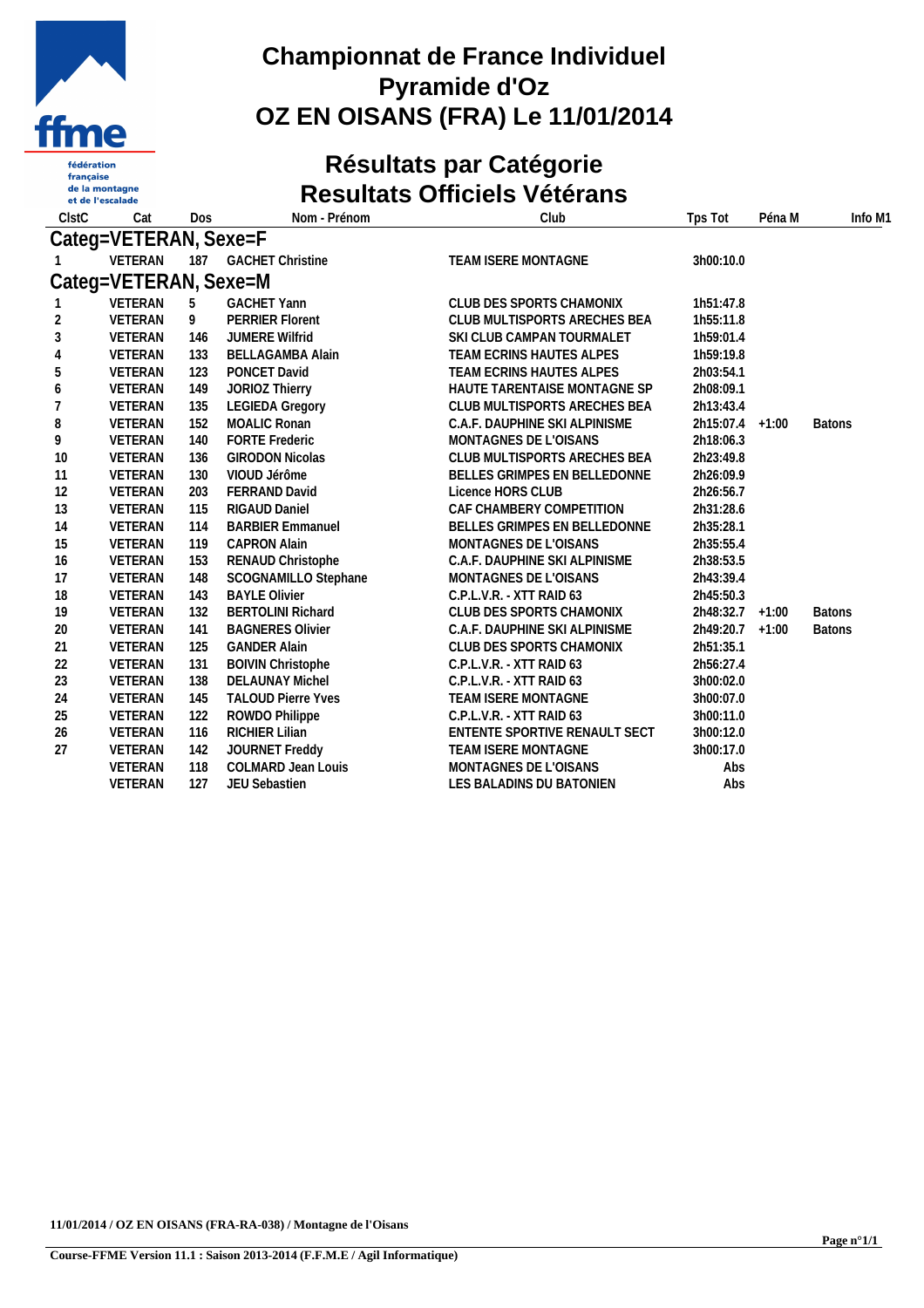# Championnat de France Individuel
# Pyramide d'Oz
# OZ EN OISANS (FRA) Le 11/01/2014

## Résultats par Catégorie
## Resultats Officiels Vétérans

| ClstC | Cat | Dos | Nom - Prénom | Club | Tps Tot | Péna M | Info M1 |
|---|---|---|---|---|---|---|---|
| **Categ=VETERAN, Sexe=F** | | | | | | | |
| 1 | VETERAN | 187 | GACHET Christine | TEAM ISERE MONTAGNE | 3h00:10.0 | | |
| **Categ=VETERAN, Sexe=M** | | | | | | | |
| 1 | VETERAN | 5 | GACHET Yann | CLUB DES SPORTS CHAMONIX | 1h51:47.8 | | |
| 2 | VETERAN | 9 | PERRIER Florent | CLUB MULTISPORTS ARECHES BEA | 1h55:11.8 | | |
| 3 | VETERAN | 146 | JUMERE Wilfrid | SKI CLUB CAMPAN TOURMALET | 1h59:01.4 | | |
| 4 | VETERAN | 133 | BELLAGAMBA Alain | TEAM ECRINS HAUTES ALPES | 1h59:19.8 | | |
| 5 | VETERAN | 123 | PONCET David | TEAM ECRINS HAUTES ALPES | 2h03:54.1 | | |
| 6 | VETERAN | 149 | JORIOZ Thierry | HAUTE TARENTAISE MONTAGNE SP | 2h08:09.1 | | |
| 7 | VETERAN | 135 | LEGIEDA Gregory | CLUB MULTISPORTS ARECHES BEA | 2h13:43.4 | | |
| 8 | VETERAN | 152 | MOALIC Ronan | C.A.F. DAUPHINE SKI ALPINISME | 2h15:07.4 | +1:00 | Batons |
| 9 | VETERAN | 140 | FORTE Frederic | MONTAGNES DE L'OISANS | 2h18:06.3 | | |
| 10 | VETERAN | 136 | GIRODON Nicolas | CLUB MULTISPORTS ARECHES BEA | 2h23:49.8 | | |
| 11 | VETERAN | 130 | VIOUD Jérôme | BELLES GRIMPES EN BELLEDONNE | 2h26:09.9 | | |
| 12 | VETERAN | 203 | FERRAND David | Licence HORS CLUB | 2h26:56.7 | | |
| 13 | VETERAN | 115 | RIGAUD Daniel | CAF CHAMBERY COMPETITION | 2h31:28.6 | | |
| 14 | VETERAN | 114 | BARBIER Emmanuel | BELLES GRIMPES EN BELLEDONNE | 2h35:28.1 | | |
| 15 | VETERAN | 119 | CAPRON Alain | MONTAGNES DE L'OISANS | 2h35:55.4 | | |
| 16 | VETERAN | 153 | RENAUD Christophe | C.A.F. DAUPHINE SKI ALPINISME | 2h38:53.5 | | |
| 17 | VETERAN | 148 | SCOGNAMILLO Stephane | MONTAGNES DE L'OISANS | 2h43:39.4 | | |
| 18 | VETERAN | 143 | BAYLE Olivier | C.P.L.V.R. - XTT RAID 63 | 2h45:50.3 | | |
| 19 | VETERAN | 132 | BERTOLINI Richard | CLUB DES SPORTS CHAMONIX | 2h48:32.7 | +1:00 | Batons |
| 20 | VETERAN | 141 | BAGNERES Olivier | C.A.F. DAUPHINE SKI ALPINISME | 2h49:20.7 | +1:00 | Batons |
| 21 | VETERAN | 125 | GANDER Alain | CLUB DES SPORTS CHAMONIX | 2h51:35.1 | | |
| 22 | VETERAN | 131 | BOIVIN Christophe | C.P.L.V.R. - XTT RAID 63 | 2h56:27.4 | | |
| 23 | VETERAN | 138 | DELAUNAY Michel | C.P.L.V.R. - XTT RAID 63 | 3h00:02.0 | | |
| 24 | VETERAN | 145 | TALOUD Pierre Yves | TEAM ISERE MONTAGNE | 3h00:07.0 | | |
| 25 | VETERAN | 122 | ROWDO Philippe | C.P.L.V.R. - XTT RAID 63 | 3h00:11.0 | | |
| 26 | VETERAN | 116 | RICHIER Lilian | ENTENTE SPORTIVE RENAULT SECT | 3h00:12.0 | | |
| 27 | VETERAN | 142 | JOURNET Freddy | TEAM ISERE MONTAGNE | 3h00:17.0 | | |
| | VETERAN | 118 | COLMARD Jean Louis | MONTAGNES DE L'OISANS | Abs | | |
| | VETERAN | 127 | JEU Sebastien | LES BALADINS DU BATONIEN | Abs | | |

11/01/2014 / OZ EN OISANS (FRA-RA-038) / Montagne de l'Oisans

Course-FFME Version 11.1 : Saison 2013-2014 (F.F.M.E / Agil Informatique)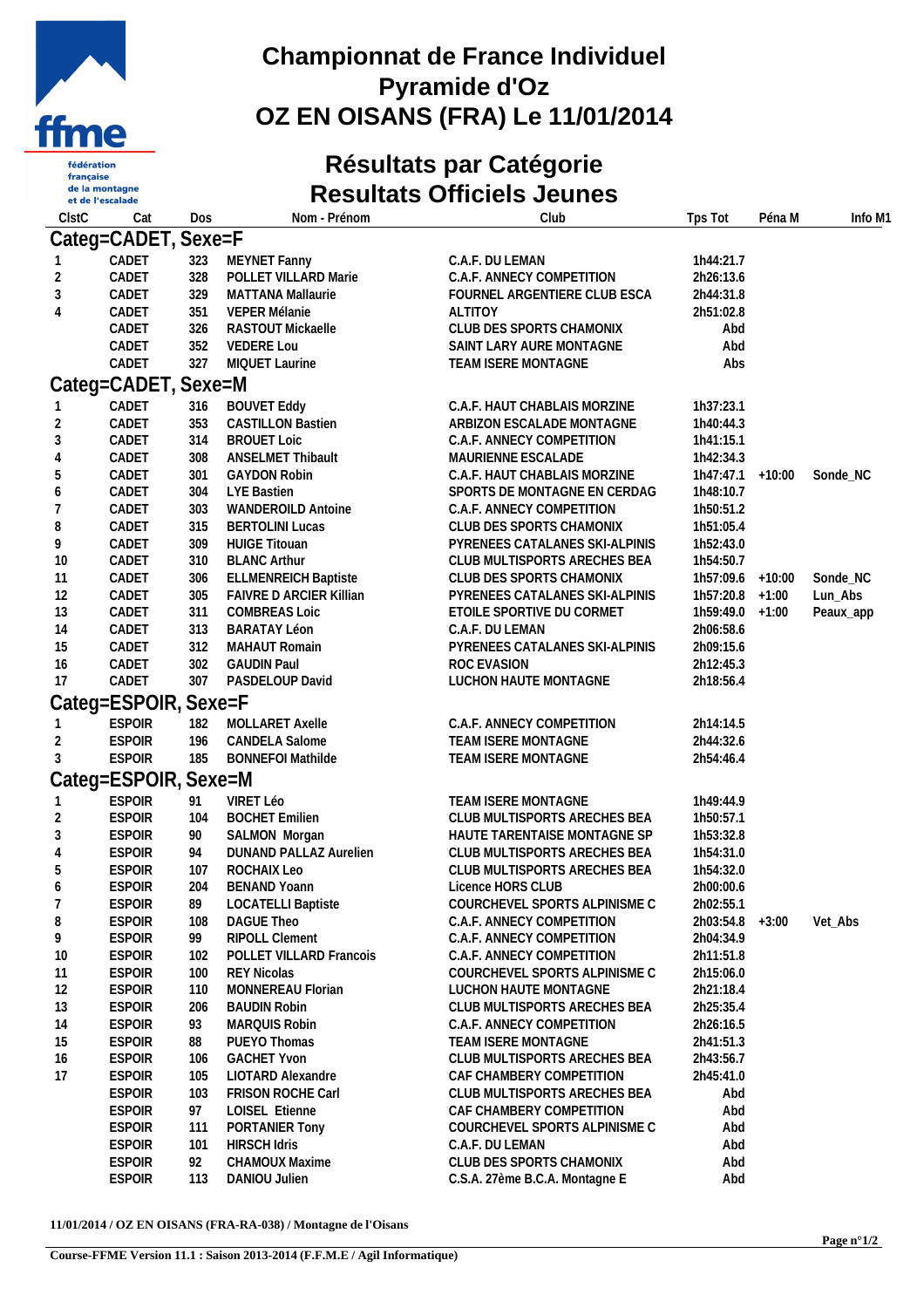# Championnat de France Individuel
# Pyramide d'Oz
# OZ EN OISANS (FRA) Le 11/01/2014

## Résultats par Catégorie
## Resultats Officiels Jeunes

| ClstC | Cat | Dos | Nom - Prénom | Club | Tps Tot | Péna M | Info M1 |
|---|---|---|---|---|---|---|---|
| **Categ=CADET, Sexe=F** | | | | | | | |
| 1 | CADET | 323 | MEYNET Fanny | C.A.F. DU LEMAN | 1h44:21.7 | | |
| 2 | CADET | 328 | POLLET VILLARD Marie | C.A.F. ANNECY COMPETITION | 2h26:13.6 | | |
| 3 | CADET | 329 | MATTANA Mallaurie | FOURNEL ARGENTIERE CLUB ESCA | 2h44:31.8 | | |
| 4 | CADET | 351 | VEPER Mélanie | ALTITOY | 2h51:02.8 | | |
| | CADET | 326 | RASTOUT Mickaelle | CLUB DES SPORTS CHAMONIX | Abd | | |
| | CADET | 352 | VEDERE Lou | SAINT LARY AURE MONTAGNE | Abd | | |
| | CADET | 327 | MIQUET Laurine | TEAM ISERE MONTAGNE | Abs | | |
| **Categ=CADET, Sexe=M** | | | | | | | |
| 1 | CADET | 316 | BOUVET Eddy | C.A.F. HAUT CHABLAIS MORZINE | 1h37:23.1 | | |
| 2 | CADET | 353 | CASTILLON Bastien | ARBIZON ESCALADE MONTAGNE | 1h40:44.3 | | |
| 3 | CADET | 314 | BROUET Loic | C.A.F. ANNECY COMPETITION | 1h41:15.1 | | |
| 4 | CADET | 308 | ANSELMET Thibault | MAURIENNE ESCALADE | 1h42:34.3 | | |
| 5 | CADET | 301 | GAYDON Robin | C.A.F. HAUT CHABLAIS MORZINE | 1h47:47.1 | +10:00 | Sonde_NC |
| 6 | CADET | 304 | LYE Bastien | SPORTS DE MONTAGNE EN CERDAG | 1h48:10.7 | | |
| 7 | CADET | 303 | WANDEROILD Antoine | C.A.F. ANNECY COMPETITION | 1h50:51.2 | | |
| 8 | CADET | 315 | BERTOLINI Lucas | CLUB DES SPORTS CHAMONIX | 1h51:05.4 | | |
| 9 | CADET | 309 | HUIGE Titouan | PYRENEES CATALANES SKI-ALPINIS | 1h52:43.0 | | |
| 10 | CADET | 310 | BLANC Arthur | CLUB MULTISPORTS ARECHES BEA | 1h54:50.7 | | |
| 11 | CADET | 306 | ELLMENREICH Baptiste | CLUB DES SPORTS CHAMONIX | 1h57:09.6 | +10:00 | Sonde_NC |
| 12 | CADET | 305 | FAIVRE D ARCIER Killian | PYRENEES CATALANES SKI-ALPINIS | 1h57:20.8 | +1:00 | Lun_Abs |
| 13 | CADET | 311 | COMBREAS Loic | ETOILE SPORTIVE DU CORMET | 1h59:49.0 | +1:00 | Peaux_app |
| 14 | CADET | 313 | BARATAY Léon | C.A.F. DU LEMAN | 2h06:58.6 | | |
| 15 | CADET | 312 | MAHAUT Romain | PYRENEES CATALANES SKI-ALPINIS | 2h09:15.6 | | |
| 16 | CADET | 302 | GAUDIN Paul | ROC EVASION | 2h12:45.3 | | |
| 17 | CADET | 307 | PASDELOUP David | LUCHON HAUTE MONTAGNE | 2h18:56.4 | | |
| **Categ=ESPOIR, Sexe=F** | | | | | | | |
| 1 | ESPOIR | 182 | MOLLARET Axelle | C.A.F. ANNECY COMPETITION | 2h14:14.5 | | |
| 2 | ESPOIR | 196 | CANDELA Salome | TEAM ISERE MONTAGNE | 2h44:32.6 | | |
| 3 | ESPOIR | 185 | BONNEFOI Mathilde | TEAM ISERE MONTAGNE | 2h54:46.4 | | |
| **Categ=ESPOIR, Sexe=M** | | | | | | | |
| 1 | ESPOIR | 91 | VIRET Léo | TEAM ISERE MONTAGNE | 1h49:44.9 | | |
| 2 | ESPOIR | 104 | BOCHET Emilien | CLUB MULTISPORTS ARECHES BEA | 1h50:57.1 | | |
| 3 | ESPOIR | 90 | SALMON Morgan | HAUTE TARENTAISE MONTAGNE SP | 1h53:32.8 | | |
| 4 | ESPOIR | 94 | DUNAND PALLAZ Aurelien | CLUB MULTISPORTS ARECHES BEA | 1h54:31.0 | | |
| 5 | ESPOIR | 107 | ROCHAIX Leo | CLUB MULTISPORTS ARECHES BEA | 1h54:32.0 | | |
| 6 | ESPOIR | 204 | BENAND Yoann | Licence HORS CLUB | 2h00:00.6 | | |
| 7 | ESPOIR | 89 | LOCATELLI Baptiste | COURCHEVEL SPORTS ALPINISME C | 2h02:55.1 | | |
| 8 | ESPOIR | 108 | DAGUE Theo | C.A.F. ANNECY COMPETITION | 2h03:54.8 | +3:00 | Vet_Abs |
| 9 | ESPOIR | 99 | RIPOLL Clement | C.A.F. ANNECY COMPETITION | 2h04:34.9 | | |
| 10 | ESPOIR | 102 | POLLET VILLARD Francois | C.A.F. ANNECY COMPETITION | 2h11:51.8 | | |
| 11 | ESPOIR | 100 | REY Nicolas | COURCHEVEL SPORTS ALPINISME C | 2h15:06.0 | | |
| 12 | ESPOIR | 110 | MONNEREAU Florian | LUCHON HAUTE MONTAGNE | 2h21:18.4 | | |
| 13 | ESPOIR | 206 | BAUDIN Robin | CLUB MULTISPORTS ARECHES BEA | 2h25:35.4 | | |
| 14 | ESPOIR | 93 | MARQUIS Robin | C.A.F. ANNECY COMPETITION | 2h26:16.5 | | |
| 15 | ESPOIR | 88 | PUEYO Thomas | TEAM ISERE MONTAGNE | 2h41:51.3 | | |
| 16 | ESPOIR | 106 | GACHET Yvon | CLUB MULTISPORTS ARECHES BEA | 2h43:56.7 | | |
| 17 | ESPOIR | 105 | LIOTARD Alexandre | CAF CHAMBERY COMPETITION | 2h45:41.0 | | |
| | ESPOIR | 103 | FRISON ROCHE Carl | CLUB MULTISPORTS ARECHES BEA | Abd | | |
| | ESPOIR | 97 | LOISEL Etienne | CAF CHAMBERY COMPETITION | Abd | | |
| | ESPOIR | 111 | PORTANIER Tony | COURCHEVEL SPORTS ALPINISME C | Abd | | |
| | ESPOIR | 101 | HIRSCH Idris | C.A.F. DU LEMAN | Abd | | |
| | ESPOIR | 92 | CHAMOUX Maxime | CLUB DES SPORTS CHAMONIX | Abd | | |
| | ESPOIR | 113 | DANIOU Julien | C.S.A. 27ème B.C.A. Montagne E | Abd | | |

**11/01/2014 / OZ EN OISANS (FRA-RA-038) / Montagne de l'Oisans**

**Course-FFME Version 11.1 : Saison 2013-2014 (F.F.M.E / Agil Informatique)**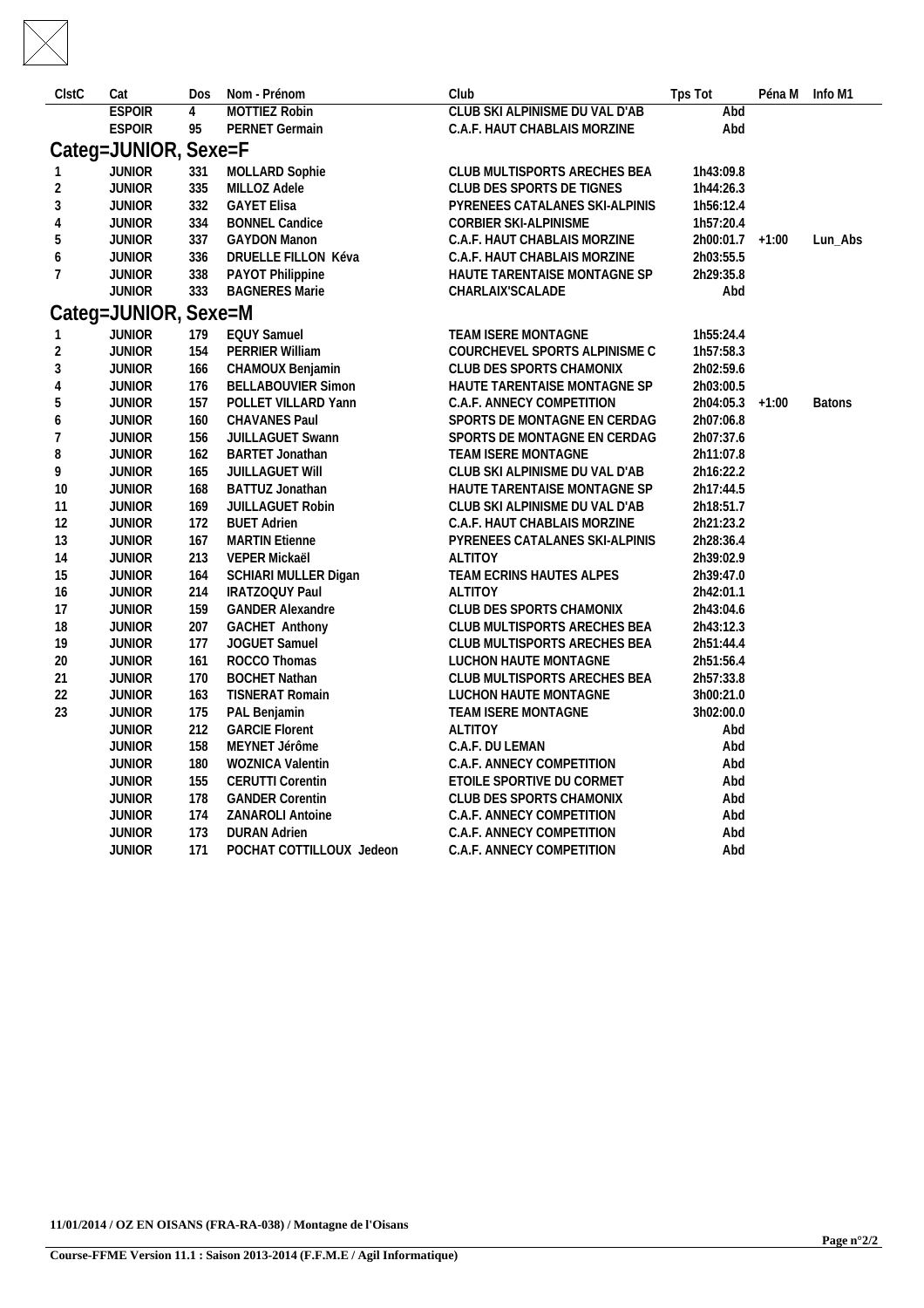| ClstC | Cat | Dos | Nom - Prénom | Club | Tps Tot | Péna M | Info M1 |
|---|---|---|---|---|---|---|---|
| | ESPOIR | 4 | MOTTIEZ Robin | CLUB SKI ALPINISME DU VAL D'AB | Abd | | |
| | ESPOIR | 95 | PERNET Germain | C.A.F. HAUT CHABLAIS MORZINE | Abd | | |

## Categ=JUNIOR, Sexe=F

| ClstC | Cat | Dos | Nom - Prénom | Club | Tps Tot | Péna M | Info M1 |
|---|---|---|---|---|---|---|---|
| 1 | JUNIOR | 331 | MOLLARD Sophie | CLUB MULTISPORTS ARECHES BEA | 1h43:09.8 | | |
| 2 | JUNIOR | 335 | MILLOZ Adele | CLUB DES SPORTS DE TIGNES | 1h44:26.3 | | |
| 3 | JUNIOR | 332 | GAYET Elisa | PYRENEES CATALANES SKI-ALPINIS | 1h56:12.4 | | |
| 4 | JUNIOR | 334 | BONNEL Candice | CORBIER SKI-ALPINISME | 1h57:20.4 | | |
| 5 | JUNIOR | 337 | GAYDON Manon | C.A.F. HAUT CHABLAIS MORZINE | 2h00:01.7 | +1:00 | Lun_Abs |
| 6 | JUNIOR | 336 | DRUELLE FILLON Kéva | C.A.F. HAUT CHABLAIS MORZINE | 2h03:55.5 | | |
| 7 | JUNIOR | 338 | PAYOT Philippine | HAUTE TARENTAISE MONTAGNE SP | 2h29:35.8 | | |
| | JUNIOR | 333 | BAGNERES Marie | CHARLAIX'SCALADE | Abd | | |

## Categ=JUNIOR, Sexe=M

| ClstC | Cat | Dos | Nom - Prénom | Club | Tps Tot | Péna M | Info M1 |
|---|---|---|---|---|---|---|---|
| 1 | JUNIOR | 179 | EQUY Samuel | TEAM ISERE MONTAGNE | 1h55:24.4 | | |
| 2 | JUNIOR | 154 | PERRIER William | COURCHEVEL SPORTS ALPINISME C | 1h57:58.3 | | |
| 3 | JUNIOR | 166 | CHAMOUX Benjamin | CLUB DES SPORTS CHAMONIX | 2h02:59.6 | | |
| 4 | JUNIOR | 176 | BELLABOUVIER Simon | HAUTE TARENTAISE MONTAGNE SP | 2h03:00.5 | | |
| 5 | JUNIOR | 157 | POLLET VILLARD Yann | C.A.F. ANNECY COMPETITION | 2h04:05.3 | +1:00 | Batons |
| 6 | JUNIOR | 160 | CHAVANES Paul | SPORTS DE MONTAGNE EN CERDAG | 2h07:06.8 | | |
| 7 | JUNIOR | 156 | JUILLAGUET Swann | SPORTS DE MONTAGNE EN CERDAG | 2h07:37.6 | | |
| 8 | JUNIOR | 162 | BARTET Jonathan | TEAM ISERE MONTAGNE | 2h11:07.8 | | |
| 9 | JUNIOR | 165 | JUILLAGUET Will | CLUB SKI ALPINISME DU VAL D'AB | 2h16:22.2 | | |
| 10 | JUNIOR | 168 | BATTUZ Jonathan | HAUTE TARENTAISE MONTAGNE SP | 2h17:44.5 | | |
| 11 | JUNIOR | 169 | JUILLAGUET Robin | CLUB SKI ALPINISME DU VAL D'AB | 2h18:51.7 | | |
| 12 | JUNIOR | 172 | BUET Adrien | C.A.F. HAUT CHABLAIS MORZINE | 2h21:23.2 | | |
| 13 | JUNIOR | 167 | MARTIN Etienne | PYRENEES CATALANES SKI-ALPINIS | 2h28:36.4 | | |
| 14 | JUNIOR | 213 | VEPER Mickaël | ALTITOY | 2h39:02.9 | | |
| 15 | JUNIOR | 164 | SCHIARI MULLER Digan | TEAM ECRINS HAUTES ALPES | 2h39:47.0 | | |
| 16 | JUNIOR | 214 | IRATZOQUY Paul | ALTITOY | 2h42:01.1 | | |
| 17 | JUNIOR | 159 | GANDER Alexandre | CLUB DES SPORTS CHAMONIX | 2h43:04.6 | | |
| 18 | JUNIOR | 207 | GACHET Anthony | CLUB MULTISPORTS ARECHES BEA | 2h43:12.3 | | |
| 19 | JUNIOR | 177 | JOGUET Samuel | CLUB MULTISPORTS ARECHES BEA | 2h51:44.4 | | |
| 20 | JUNIOR | 161 | ROCCO Thomas | LUCHON HAUTE MONTAGNE | 2h51:56.4 | | |
| 21 | JUNIOR | 170 | BOCHET Nathan | CLUB MULTISPORTS ARECHES BEA | 2h57:33.8 | | |
| 22 | JUNIOR | 163 | TISNERAT Romain | LUCHON HAUTE MONTAGNE | 3h00:21.0 | | |
| 23 | JUNIOR | 175 | PAL Benjamin | TEAM ISERE MONTAGNE | 3h02:00.0 | | |
| | JUNIOR | 212 | GARCIE Florent | ALTITOY | Abd | | |
| | JUNIOR | 158 | MEYNET Jérôme | C.A.F. DU LEMAN | Abd | | |
| | JUNIOR | 180 | WOZNICA Valentin | C.A.F. ANNECY COMPETITION | Abd | | |
| | JUNIOR | 155 | CERUTTI Corentin | ETOILE SPORTIVE DU CORMET | Abd | | |
| | JUNIOR | 178 | GANDER Corentin | CLUB DES SPORTS CHAMONIX | Abd | | |
| | JUNIOR | 174 | ZANAROLI Antoine | C.A.F. ANNECY COMPETITION | Abd | | |
| | JUNIOR | 173 | DURAN Adrien | C.A.F. ANNECY COMPETITION | Abd | | |
| | JUNIOR | 171 | POCHAT COTTILLOUX Jedeon | C.A.F. ANNECY COMPETITION | Abd | | |

**11/01/2014 / OZ EN OISANS (FRA-RA-038) / Montagne de l'Oisans**

**Course-FFME Version 11.1 : Saison 2013-2014 (F.F.M.E / Agil Informatique)**